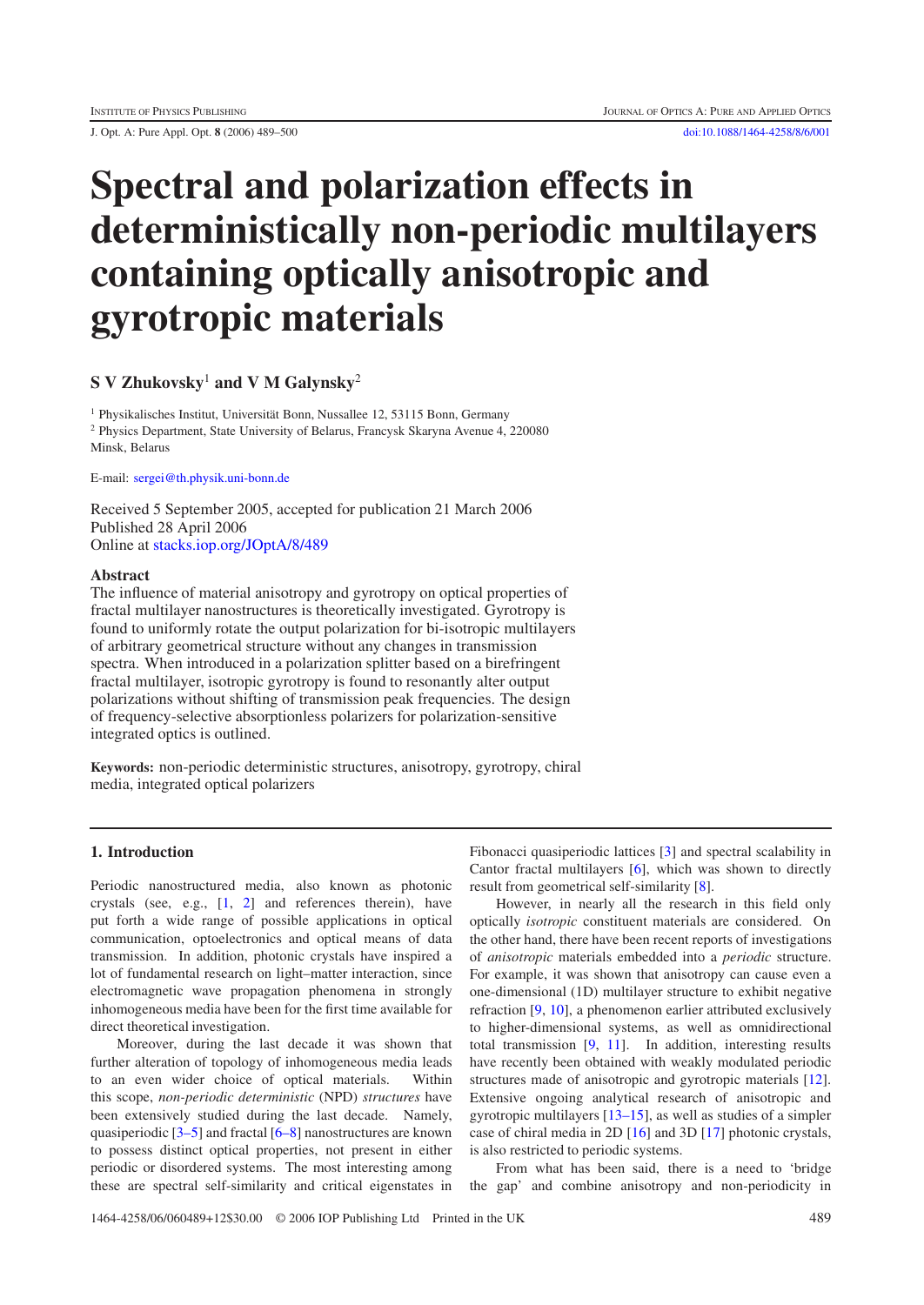# Spectral and polarization effects in deterministically non-periodic multilayers containing optically anisotropic and gyrotropic materials

**S V Zhukovsky**[1] **and V M Galynsky**[2]

[1] Physikalisches Institut, Universität Bonn, Nussallee 12, 53115 Bonn, Germany
[2] Physics Department, State University of Belarus, Francysk Skaryna Avenue 4, 220080 Minsk, Belarus

E-mail: sergei@th.physik.uni-bonn.de

Received 5 September 2005, accepted for publication 21 March 2006
Published 28 April 2006
Online at stacks.iop.org/JOptA/8/489

## Abstract

The influence of material anisotropy and gyrotropy on optical properties of fractal multilayer nanostructures is theoretically investigated. Gyrotropy is found to uniformly rotate the output polarization for bi-isotropic multilayers of arbitrary geometrical structure without any changes in transmission spectra. When introduced in a polarization splitter based on a birefringent fractal multilayer, isotropic gyrotropy is found to resonantly alter output polarizations without shifting of transmission peak frequencies. The design of frequency-selective absorptionless polarizers for polarization-sensitive integrated optics is outlined.

**Keywords:** non-periodic deterministic structures, anisotropy, gyrotropy, chiral media, integrated optical polarizers

## 1. Introduction

Periodic nanostructured media, also known as photonic crystals (see, e.g., [1, 2] and references therein), have put forth a wide range of possible applications in optical communication, optoelectronics and optical means of data transmission. In addition, photonic crystals have inspired a lot of fundamental research on light–matter interaction, since electromagnetic wave propagation phenomena in strongly inhomogeneous media have been for the first time available for direct theoretical investigation.

Moreover, during the last decade it was shown that further alteration of topology of inhomogeneous media leads to an even wider choice of optical materials. Within this scope, *non-periodic deterministic* (NPD) *structures* have been extensively studied during the last decade. Namely, quasiperiodic [3–5] and fractal [6–8] nanostructures are known to possess distinct optical properties, not present in either periodic or disordered systems. The most interesting among these are spectral self-similarity and critical eigenstates in Fibonacci quasiperiodic lattices [3] and spectral scalability in Cantor fractal multilayers [6], which was shown to directly result from geometrical self-similarity [8].

However, in nearly all the research in this field only optically *isotropic* constituent materials are considered. On the other hand, there have been recent reports of investigations of *anisotropic* materials embedded into a *periodic* structure. For example, it was shown that anisotropy can cause even a one-dimensional (1D) multilayer structure to exhibit negative refraction [9, 10], a phenomenon earlier attributed exclusively to higher-dimensional systems, as well as omnidirectional total transmission [9, 11]. In addition, interesting results have recently been obtained with weakly modulated periodic structures made of anisotropic and gyrotropic materials [12]. Extensive ongoing analytical research of anisotropic and gyrotropic multilayers [13–15], as well as studies of a simpler case of chiral media in 2D [16] and 3D [17] photonic crystals, is also restricted to periodic systems.

From what has been said, there is a need to 'bridge the gap' and combine anisotropy and non-periodicity in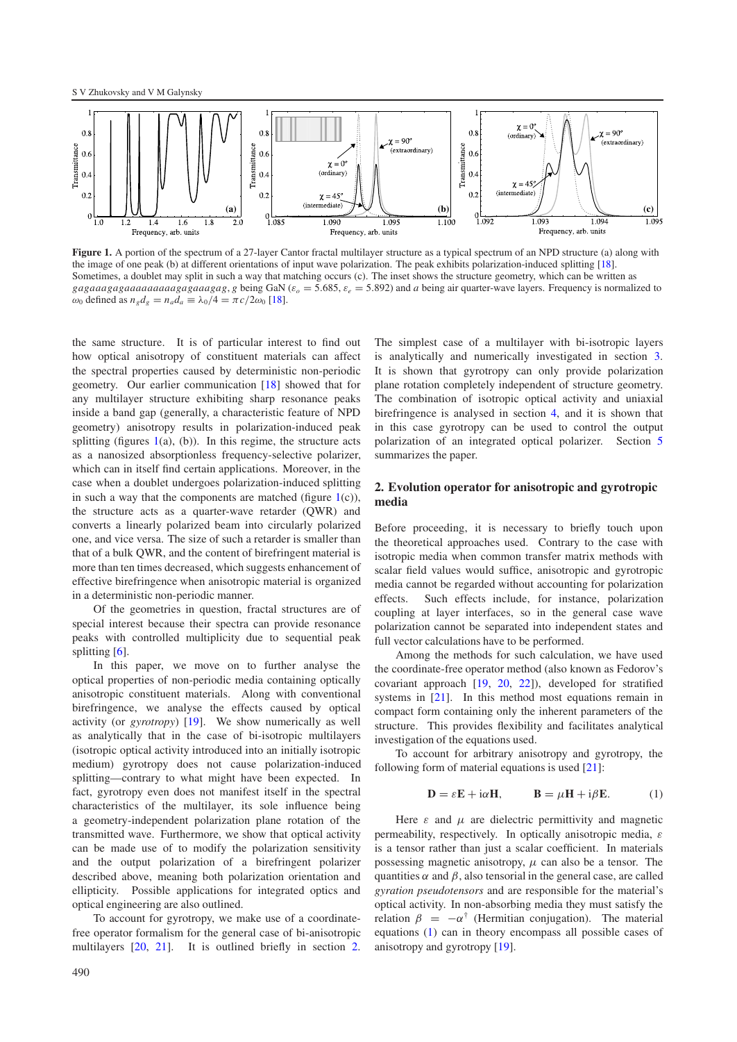Figure 1. A portion of the spectrum of a 27-layer Cantor fractal multilayer structure as a typical spectrum of an NPD structure (a) along with the image of one peak (b) at different orientations of input wave polarization. The peak exhibits polarization-induced splitting [18]. Sometimes, a doublet may split in such a way that matching occurs (c). The inset shows the structure geometry, which can be written as $gagaagagagaaaaaaaaagagaagag$, $g$ being GaN ($\varepsilon_o = 5.685$, $\varepsilon_e = 5.892$) and $a$ being air quarter-wave layers. Frequency is normalized to $\omega_0$ defined as $n_g d_g = n_a d_a \equiv \lambda_0/4 = \pi c/2\omega_0$ [18].

the same structure. It is of particular interest to find out how optical anisotropy of constituent materials can affect the spectral properties caused by deterministic non-periodic geometry. Our earlier communication [18] showed that for any multilayer structure exhibiting sharp resonance peaks inside a band gap (generally, a characteristic feature of NPD geometry) anisotropy results in polarization-induced peak splitting (figures 1(a), (b)). In this regime, the structure acts as a nanosized absorptionless frequency-selective polarizer, which can in itself find certain applications. Moreover, in the case when a doublet undergoes polarization-induced splitting in such a way that the components are matched (figure 1(c)), the structure acts as a quarter-wave retarder (QWR) and converts a linearly polarized beam into circularly polarized one, and vice versa. The size of such a retarder is smaller than that of a bulk QWR, and the content of birefringent material is more than ten times decreased, which suggests enhancement of effective birefringence when anisotropic material is organized in a deterministic non-periodic manner.

Of the geometries in question, fractal structures are of special interest because their spectra can provide resonance peaks with controlled multiplicity due to sequential peak splitting [6].

In this paper, we move on to further analyse the optical properties of non-periodic media containing optically anisotropic constituent materials. Along with conventional birefringence, we analyse the effects caused by optical activity (or *gyrotropy*) [19]. We show numerically as well as analytically that in the case of bi-isotropic multilayers (isotropic optical activity introduced into an initially isotropic medium) gyrotropy does not cause polarization-induced splitting—contrary to what might have been expected. In fact, gyrotropy even does not manifest itself in the spectral characteristics of the multilayer, its sole influence being a geometry-independent polarization plane rotation of the transmitted wave. Furthermore, we show that optical activity can be made use of to modify the polarization sensitivity and the output polarization of a birefringent polarizer described above, meaning both polarization orientation and ellipticity. Possible applications for integrated optics and optical engineering are also outlined.

To account for gyrotropy, we make use of a coordinate-free operator formalism for the general case of bi-anisotropic multilayers [20, 21]. It is outlined briefly in section 2. The simplest case of a multilayer with bi-isotropic layers is analytically and numerically investigated in section 3. It is shown that gyrotropy can only provide polarization plane rotation completely independent of structure geometry. The combination of isotropic optical activity and uniaxial birefringence is analysed in section 4, and it is shown that in this case gyrotropy can be used to control the output polarization of an integrated optical polarizer. Section 5 summarizes the paper.

## 2. Evolution operator for anisotropic and gyrotropic media

Before proceeding, it is necessary to briefly touch upon the theoretical approaches used. Contrary to the case with isotropic media when common transfer matrix methods with scalar field values would suffice, anisotropic and gyrotropic media cannot be regarded without accounting for polarization effects. Such effects include, for instance, polarization coupling at layer interfaces, so in the general case wave polarization cannot be separated into independent states and full vector calculations have to be performed.

Among the methods for such calculation, we have used the coordinate-free operator method (also known as Fedorov's covariant approach [19, 20, 22]), developed for stratified systems in [21]. In this method most equations remain in compact form containing only the inherent parameters of the structure. This provides flexibility and facilitates analytical investigation of the equations used.

To account for arbitrary anisotropy and gyrotropy, the following form of material equations is used [21]:

$$\mathbf{D} = \varepsilon\mathbf{E} + \mathrm{i}\alpha\mathbf{H}, \qquad \mathbf{B} = \mu\mathbf{H} + \mathrm{i}\beta\mathbf{E}. \qquad (1)$$

Here $\varepsilon$ and $\mu$ are dielectric permittivity and magnetic permeability, respectively. In optically anisotropic media, $\varepsilon$ is a tensor rather than just a scalar coefficient. In materials possessing magnetic anisotropy, $\mu$ can also be a tensor. The quantities $\alpha$ and $\beta$, also tensorial in the general case, are called *gyration pseudotensors* and are responsible for the material's optical activity. In non-absorbing media they must satisfy the relation $\beta = -\alpha^{\dagger}$ (Hermitian conjugation). The material equations (1) can in theory encompass all possible cases of anisotropy and gyrotropy [19].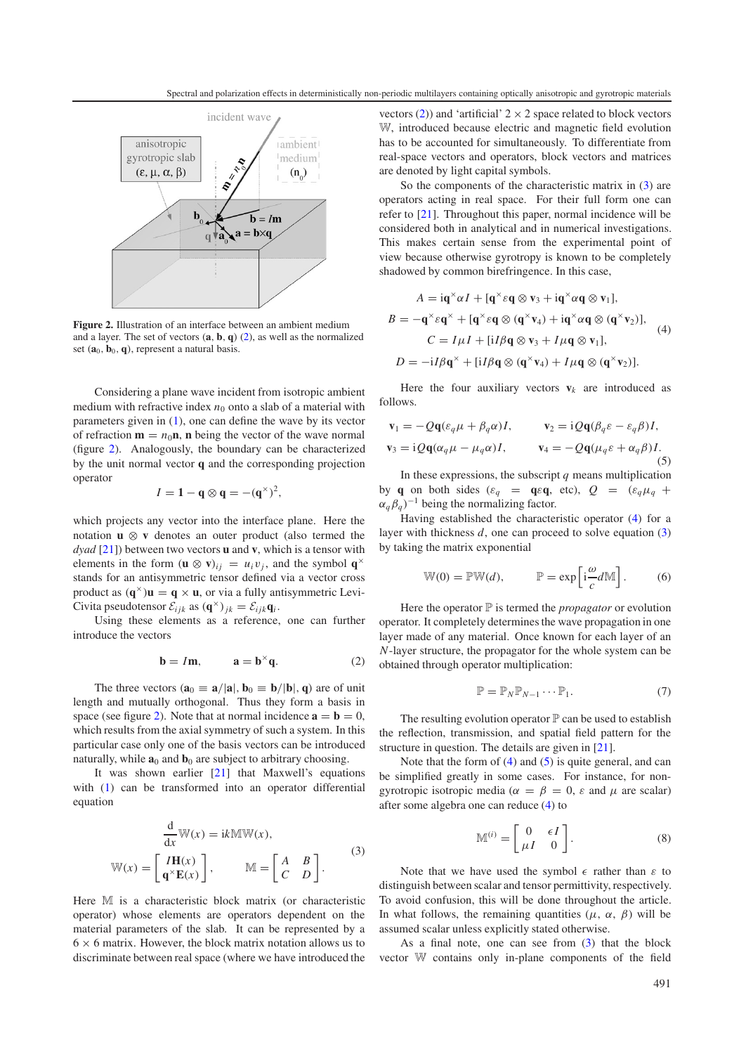**Figure 2.** Illustration of an interface between an ambient medium and a layer. The set of vectors ($\mathbf{a}$, $\mathbf{b}$, $\mathbf{q}$) (2), as well as the normalized set ($\mathbf{a}_0$, $\mathbf{b}_0$, $\mathbf{q}$), represent a natural basis.

Considering a plane wave incident from isotropic ambient medium with refractive index $n_0$ onto a slab of a material with parameters given in (1), one can define the wave by its vector of refraction $\mathbf{m} = n_0\mathbf{n}$, $\mathbf{n}$ being the vector of the wave normal (figure 2). Analogously, the boundary can be characterized by the unit normal vector $\mathbf{q}$ and the corresponding projection operator

$$I = \mathbf{1} - \mathbf{q} \otimes \mathbf{q} = -(\mathbf{q}^{\times})^2,$$

which projects any vector into the interface plane. Here the notation $\mathbf{u} \otimes \mathbf{v}$ denotes an outer product (also termed the *dyad* [21]) between two vectors $\mathbf{u}$ and $\mathbf{v}$, which is a tensor with elements in the form $(\mathbf{u} \otimes \mathbf{v})_{ij} = u_i v_j$, and the symbol $\mathbf{q}^{\times}$ stands for an antisymmetric tensor defined via a vector cross product as $(\mathbf{q}^{\times})\mathbf{u} = \mathbf{q} \times \mathbf{u}$, or via a fully antisymmetric Levi-Civita pseudotensor $\mathcal{E}_{ijk}$ as $(\mathbf{q}^{\times})_{jk} = \mathcal{E}_{ijk}\mathbf{q}_i$.

Using these elements as a reference, one can further introduce the vectors

$$\mathbf{b} = I\mathbf{m}, \qquad \mathbf{a} = \mathbf{b}^{\times}\mathbf{q}. \tag{2}$$

The three vectors ($\mathbf{a}_0 \equiv \mathbf{a}/|\mathbf{a}|$, $\mathbf{b}_0 \equiv \mathbf{b}/|\mathbf{b}|$, $\mathbf{q}$) are of unit length and mutually orthogonal. Thus they form a basis in space (see figure 2). Note that at normal incidence $\mathbf{a} = \mathbf{b} = 0$, which results from the axial symmetry of such a system. In this particular case only one of the basis vectors can be introduced naturally, while $\mathbf{a}_0$ and $\mathbf{b}_0$ are subject to arbitrary choosing.

It was shown earlier [21] that Maxwell's equations with (1) can be transformed into an operator differential equation

$$\frac{\mathrm{d}}{\mathrm{d}x}\mathbb{W}(x) = \mathrm{i}k\mathbb{M}\mathbb{W}(x),$$
$$\mathbb{W}(x) = \begin{bmatrix} I\mathbf{H}(x) \\ \mathbf{q}^{\times}\mathbf{E}(x) \end{bmatrix}, \qquad \mathbb{M} = \begin{bmatrix} A & B \\ C & D \end{bmatrix}. \tag{3}$$

Here $\mathbb{M}$ is a characteristic block matrix (or characteristic operator) whose elements are operators dependent on the material parameters of the slab. It can be represented by a $6 \times 6$ matrix. However, the block matrix notation allows us to discriminate between real space (where we have introduced the vectors (2)) and 'artificial' $2 \times 2$ space related to block vectors $\mathbb{W}$, introduced because electric and magnetic field evolution has to be accounted for simultaneously. To differentiate from real-space vectors and operators, block vectors and matrices are denoted by light capital symbols.

So the components of the characteristic matrix in (3) are operators acting in real space. For their full form one can refer to [21]. Throughout this paper, normal incidence will be considered both in analytical and in numerical investigations. This makes certain sense from the experimental point of view because otherwise gyrotropy is known to be completely shadowed by common birefringence. In this case,

$$\begin{aligned}
A &= \mathrm{i}\mathbf{q}^{\times}\alpha I + [\mathbf{q}^{\times}\varepsilon\mathbf{q} \otimes \mathbf{v}_3 + \mathrm{i}\mathbf{q}^{\times}\alpha\mathbf{q} \otimes \mathbf{v}_1], \\
B &= -\mathbf{q}^{\times}\varepsilon\mathbf{q}^{\times} + [\mathbf{q}^{\times}\varepsilon\mathbf{q} \otimes (\mathbf{q}^{\times}\mathbf{v}_4) + \mathrm{i}\mathbf{q}^{\times}\alpha\mathbf{q} \otimes (\mathbf{q}^{\times}\mathbf{v}_2)], \\
C &= I\mu I + [\mathrm{i}I\beta\mathbf{q} \otimes \mathbf{v}_3 + I\mu\mathbf{q} \otimes \mathbf{v}_1], \\
D &= -\mathrm{i}I\beta\mathbf{q}^{\times} + [\mathrm{i}I\beta\mathbf{q} \otimes (\mathbf{q}^{\times}\mathbf{v}_4) + I\mu\mathbf{q} \otimes (\mathbf{q}^{\times}\mathbf{v}_2)].
\end{aligned} \tag{4}$$

Here the four auxiliary vectors $\mathbf{v}_k$ are introduced as follows.

$$\begin{aligned}
\mathbf{v}_1 &= -Q\mathbf{q}(\varepsilon_q\mu + \beta_q\alpha)I, & \mathbf{v}_2 &= \mathrm{i}Q\mathbf{q}(\beta_q\varepsilon - \varepsilon_q\beta)I, \\
\mathbf{v}_3 &= \mathrm{i}Q\mathbf{q}(\alpha_q\mu - \mu_q\alpha)I, & \mathbf{v}_4 &= -Q\mathbf{q}(\mu_q\varepsilon + \alpha_q\beta)I.
\end{aligned} \tag{5}$$

In these expressions, the subscript $q$ means multiplication by $\mathbf{q}$ on both sides ($\varepsilon_q = \mathbf{q}\varepsilon\mathbf{q}$, etc), $Q = (\varepsilon_q\mu_q + \alpha_q\beta_q)^{-1}$ being the normalizing factor.

Having established the characteristic operator (4) for a layer with thickness $d$, one can proceed to solve equation (3) by taking the matrix exponential

$$\mathbb{W}(0) = \mathbb{P}\mathbb{W}(d), \qquad \mathbb{P} = \exp\left[\mathrm{i}\frac{\omega}{c}d\mathbb{M}\right]. \tag{6}$$

Here the operator $\mathbb{P}$ is termed the *propagator* or evolution operator. It completely determines the wave propagation in one layer made of any material. Once known for each layer of an $N$-layer structure, the propagator for the whole system can be obtained through operator multiplication:

$$\mathbb{P} = \mathbb{P}_N\mathbb{P}_{N-1}\cdots\mathbb{P}_1. \tag{7}$$

The resulting evolution operator $\mathbb{P}$ can be used to establish the reflection, transmission, and spatial field pattern for the structure in question. The details are given in [21].

Note that the form of (4) and (5) is quite general, and can be simplified greatly in some cases. For instance, for non-gyrotropic isotropic media ($\alpha = \beta = 0$, $\varepsilon$ and $\mu$ are scalar) after some algebra one can reduce (4) to

$$\mathbb{M}^{(i)} = \begin{bmatrix} 0 & \epsilon I \\ \mu I & 0 \end{bmatrix}. \tag{8}$$

Note that we have used the symbol $\epsilon$ rather than $\varepsilon$ to distinguish between scalar and tensor permittivity, respectively. To avoid confusion, this will be done throughout the article. In what follows, the remaining quantities ($\mu$, $\alpha$, $\beta$) will be assumed scalar unless explicitly stated otherwise.

As a final note, one can see from (3) that the block vector $\mathbb{W}$ contains only in-plane components of the field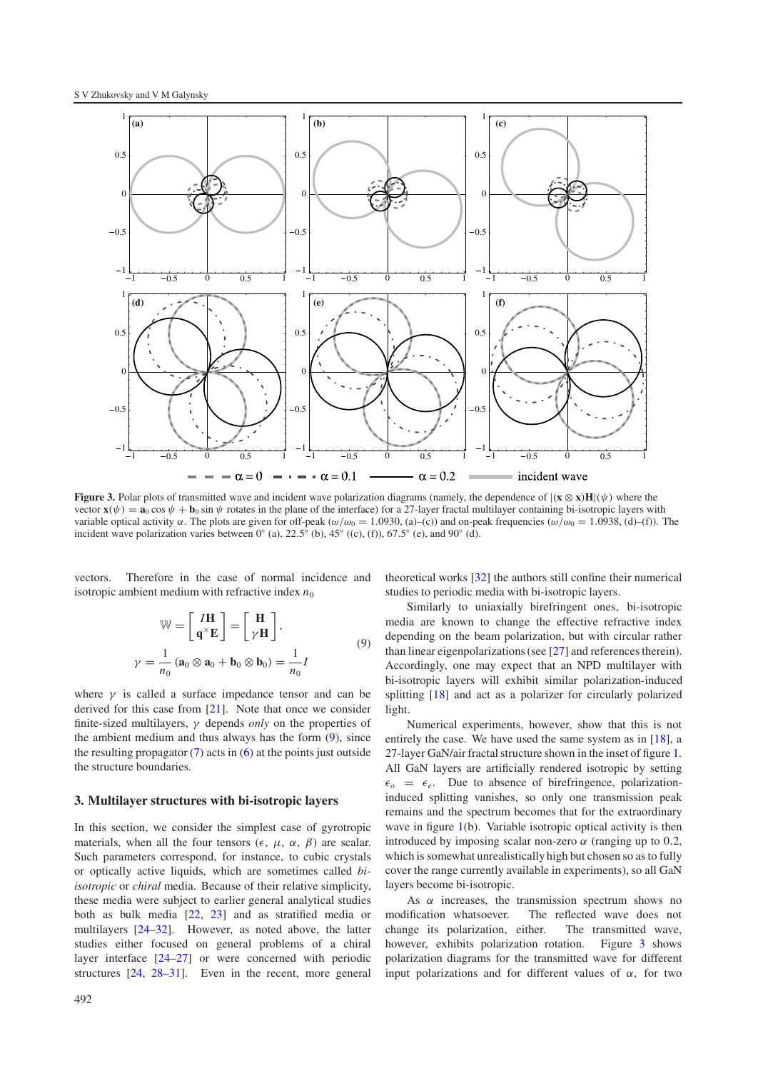**Figure 3.** Polar plots of transmitted wave and incident wave polarization diagrams (namely, the dependence of $|(\mathbf{x}\otimes\mathbf{x})\mathbf{H}|(\psi)$ where the vector $\mathbf{x}(\psi) = \mathbf{a}_0\cos\psi + \mathbf{b}_0\sin\psi$ rotates in the plane of the interface) for a 27-layer fractal multilayer containing bi-isotropic layers with variable optical activity $\alpha$. The plots are given for off-peak ($\omega/\omega_0 = 1.0930$, (a)–(c)) and on-peak frequencies ($\omega/\omega_0 = 1.0938$, (d)–(f)). The incident wave polarization varies between 0° (a), 22.5° (b), 45° ((c), (f)), 67.5° (e), and 90° (d).

vectors. Therefore in the case of normal incidence and isotropic ambient medium with refractive index $n_0$

$$
\mathbb{W} = \begin{bmatrix} I\mathbf{H} \\ \mathbf{q}^{\times}\mathbf{E} \end{bmatrix} = \begin{bmatrix} \mathbf{H} \\ \gamma\mathbf{H} \end{bmatrix},
$$

$$
\gamma = \frac{1}{n_0}\left(\mathbf{a}_0\otimes\mathbf{a}_0 + \mathbf{b}_0\otimes\mathbf{b}_0\right) = \frac{1}{n_0}I \tag{9}
$$

where $\gamma$ is called a surface impedance tensor and can be derived for this case from [21]. Note that once we consider finite-sized multilayers, $\gamma$ depends *only* on the properties of the ambient medium and thus always has the form (9), since the resulting propagator (7) acts in (6) at the points just outside the structure boundaries.

## 3. Multilayer structures with bi-isotropic layers

In this section, we consider the simplest case of gyrotropic materials, when all the four tensors ($\epsilon$, $\mu$, $\alpha$, $\beta$) are scalar. Such parameters correspond, for instance, to cubic crystals or optically active liquids, which are sometimes called *bi-isotropic* or *chiral* media. Because of their relative simplicity, these media were subject to earlier general analytical studies both as bulk media [22, 23] and as stratified media or multilayers [24–32]. However, as noted above, the latter studies either focused on general problems of a chiral layer interface [24–27] or were concerned with periodic structures [24, 28–31]. Even in the recent, more general theoretical works [32] the authors still confine their numerical studies to periodic media with bi-isotropic layers.

Similarly to uniaxially birefringent ones, bi-isotropic media are known to change the effective refractive index depending on the beam polarization, but with circular rather than linear eigenpolarizations (see [27] and references therein). Accordingly, one may expect that an NPD multilayer with bi-isotropic layers will exhibit similar polarization-induced splitting [18] and act as a polarizer for circularly polarized light.

Numerical experiments, however, show that this is not entirely the case. We have used the same system as in [18], a 27-layer GaN/air fractal structure shown in the inset of figure 1. All GaN layers are artificially rendered isotropic by setting $\epsilon_o = \epsilon_e$. Due to absence of birefringence, polarization-induced splitting vanishes, so only one transmission peak remains and the spectrum becomes that for the extraordinary wave in figure 1(b). Variable isotropic optical activity is then introduced by imposing scalar non-zero $\alpha$ (ranging up to 0.2, which is somewhat unrealistically high but chosen so as to fully cover the range currently available in experiments), so all GaN layers become bi-isotropic.

As $\alpha$ increases, the transmission spectrum shows no modification whatsoever. The reflected wave does not change its polarization, either. The transmitted wave, however, exhibits polarization rotation. Figure 3 shows polarization diagrams for the transmitted wave for different input polarizations and for different values of $\alpha$, for two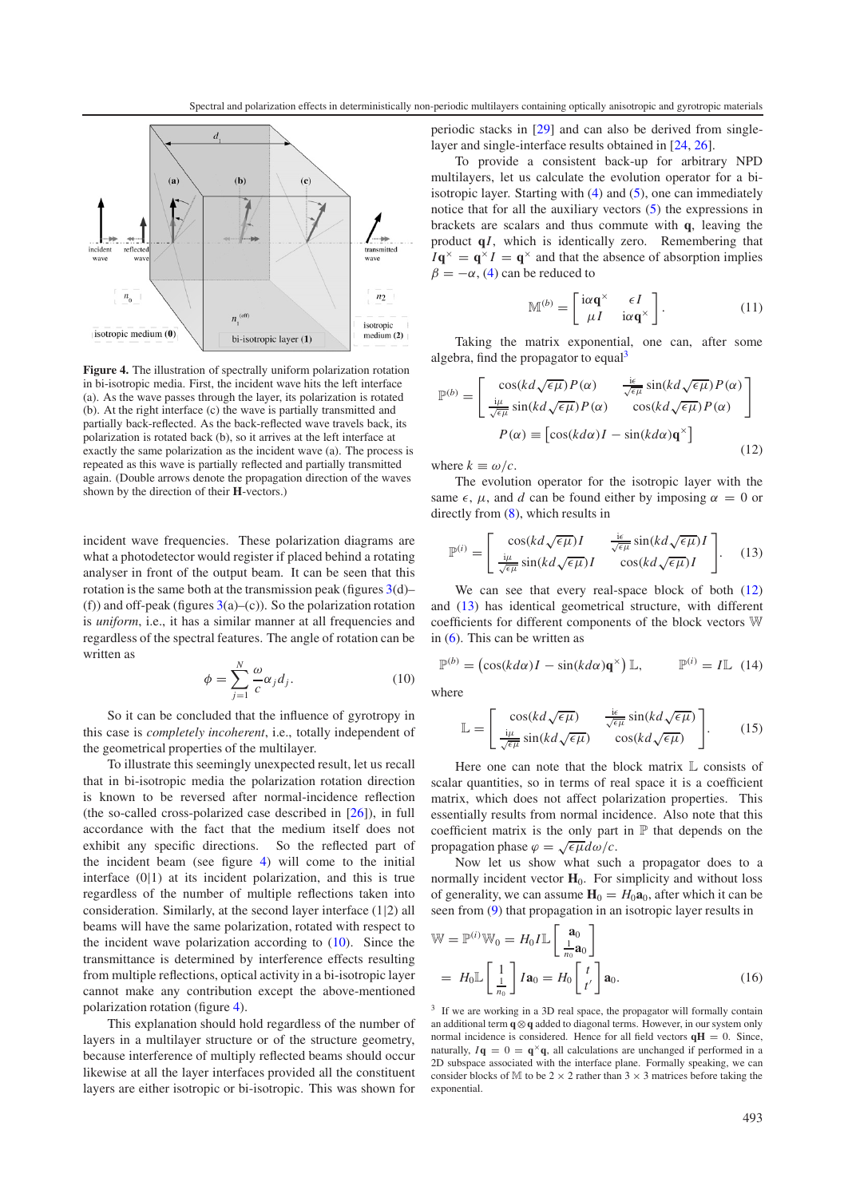Figure 4. The illustration of spectrally uniform polarization rotation in bi-isotropic media. First, the incident wave hits the left interface (a). As the wave passes through the layer, its polarization is rotated (b). At the right interface (c) the wave is partially transmitted and partially back-reflected. As the back-reflected wave travels back, its polarization is rotated back (b), so it arrives at the left interface at exactly the same polarization as the incident wave (a). The process is repeated as this wave is partially reflected and partially transmitted again. (Double arrows denote the propagation direction of the waves shown by the direction of their **H**-vectors.)

incident wave frequencies. These polarization diagrams are what a photodetector would register if placed behind a rotating analyser in front of the output beam. It can be seen that this rotation is the same both at the transmission peak (figures 3(d)–(f)) and off-peak (figures 3(a)–(c)). So the polarization rotation is *uniform*, i.e., it has a similar manner at all frequencies and regardless of the spectral features. The angle of rotation can be written as

$$\phi = \sum_{j=1}^{N} \frac{\omega}{c} \alpha_j d_j. \tag{10}$$

So it can be concluded that the influence of gyrotropy in this case is *completely incoherent*, i.e., totally independent of the geometrical properties of the multilayer.

To illustrate this seemingly unexpected result, let us recall that in bi-isotropic media the polarization rotation direction is known to be reversed after normal-incidence reflection (the so-called crystal-polarized case described in [26]), in full accordance with the fact that the medium itself does not exhibit any specific directions. So the reflected part of the incident beam (see figure 4) will come to the initial interface (0|1) at its incident polarization, and this is true regardless of the number of multiple reflections taken into consideration. Similarly, at the second layer interface (1|2) all beams will have the same polarization, rotated with respect to the incident wave polarization according to (10). Since the transmittance is determined by interference effects resulting from multiple reflections, optical activity in a bi-isotropic layer cannot make any contribution except the above-mentioned polarization rotation (figure 4).

This explanation should hold regardless of the number of layers in a multilayer structure or of the structure geometry, because interference of multiply reflected beams should occur likewise at all the layer interfaces provided all the constituent layers are either isotropic or bi-isotropic. This was shown for periodic stacks in [29] and can also be derived from single-layer and single-interface results obtained in [24, 26].

To provide a consistent back-up for arbitrary NPD multilayers, let us calculate the evolution operator for a bi-isotropic layer. Starting with (4) and (5), one can immediately notice that for all the auxiliary vectors (5) the expressions in brackets are scalars and thus commute with $\mathbf{q}$, leaving the product $\mathbf{q}I$, which is identically zero. Remembering that $I\mathbf{q}^{\times} = \mathbf{q}^{\times}I = \mathbf{q}^{\times}$ and that the absence of absorption implies $\beta = -\alpha$, (4) can be reduced to

$$\mathbb{M}^{(b)} = \begin{bmatrix} \mathrm{i}\alpha\mathbf{q}^{\times} & \epsilon I \\ \mu I & \mathrm{i}\alpha\mathbf{q}^{\times} \end{bmatrix}. \tag{11}$$

Taking the matrix exponential, one can, after some algebra, find the propagator to equal[3]

$$\mathbb{P}^{(b)} = \begin{bmatrix} \cos(kd\sqrt{\epsilon\mu})P(\alpha) & \frac{\mathrm{i}\epsilon}{\sqrt{\epsilon\mu}}\sin(kd\sqrt{\epsilon\mu})P(\alpha) \\ \frac{\mathrm{i}\mu}{\sqrt{\epsilon\mu}}\sin(kd\sqrt{\epsilon\mu})P(\alpha) & \cos(kd\sqrt{\epsilon\mu})P(\alpha) \end{bmatrix}$$
$$P(\alpha) \equiv \left[\cos(kd\alpha)I - \sin(kd\alpha)\mathbf{q}^{\times}\right] \tag{12}$$

where $k \equiv \omega/c$.

The evolution operator for the isotropic layer with the same $\epsilon$, $\mu$, and $d$ can be found either by imposing $\alpha = 0$ or directly from (8), which results in

$$\mathbb{P}^{(i)} = \begin{bmatrix} \cos(kd\sqrt{\epsilon\mu})I & \frac{\mathrm{i}\epsilon}{\sqrt{\epsilon\mu}}\sin(kd\sqrt{\epsilon\mu})I \\ \frac{\mathrm{i}\mu}{\sqrt{\epsilon\mu}}\sin(kd\sqrt{\epsilon\mu})I & \cos(kd\sqrt{\epsilon\mu})I \end{bmatrix}. \tag{13}$$

We can see that every real-space block of both (12) and (13) has identical geometrical structure, with different coefficients for different components of the block vectors $\mathbb{W}$ in (6). This can be written as

$$\mathbb{P}^{(b)} = \left(\cos(kd\alpha)I - \sin(kd\alpha)\mathbf{q}^{\times}\right)\mathbb{L}, \qquad \mathbb{P}^{(i)} = I\mathbb{L} \tag{14}$$

where

$$\mathbb{L} = \begin{bmatrix} \cos(kd\sqrt{\epsilon\mu}) & \frac{\mathrm{i}\epsilon}{\sqrt{\epsilon\mu}}\sin(kd\sqrt{\epsilon\mu}) \\ \frac{\mathrm{i}\mu}{\sqrt{\epsilon\mu}}\sin(kd\sqrt{\epsilon\mu}) & \cos(kd\sqrt{\epsilon\mu}) \end{bmatrix}. \tag{15}$$

Here one can note that the block matrix $\mathbb{L}$ consists of scalar quantities, so in terms of real space it is a coefficient matrix, which does not affect polarization properties. This essentially results from normal incidence. Also note that this coefficient matrix is the only part in $\mathbb{P}$ that depends on the propagation phase $\varphi = \sqrt{\epsilon\mu}d\omega/c$.

Now let us show what such a propagator does to a normally incident vector $\mathbf{H}_0$. For simplicity and without loss of generality, we can assume $\mathbf{H}_0 = H_0\mathbf{a}_0$, after which it can be seen from (9) that propagation in an isotropic layer results in

$$\mathbb{W} = \mathbb{P}^{(i)}\mathbb{W}_0 = H_0 I\mathbb{L}\begin{bmatrix} \mathbf{a}_0 \\ \frac{1}{n_0}\mathbf{a}_0 \end{bmatrix}$$
$$= H_0\mathbb{L}\begin{bmatrix} 1 \\ \frac{1}{n_0} \end{bmatrix} I\mathbf{a}_0 = H_0\begin{bmatrix} t \\ t' \end{bmatrix}\mathbf{a}_0. \tag{16}$$

[3] If we are working in a 3D real space, the propagator will formally contain an additional term $\mathbf{q}\otimes\mathbf{q}$ added to diagonal terms. However, in our system only normal incidence is considered. Hence for all field vectors $\mathbf{qH} = 0$. Since, naturally, $I\mathbf{q} = 0 = \mathbf{q}^{\times}\mathbf{q}$, all calculations are unchanged if performed in a 2D subspace associated with the interface plane. Formally speaking, we can consider blocks of $\mathbb{M}$ to be $2 \times 2$ rather than $3 \times 3$ matrices before taking the exponential.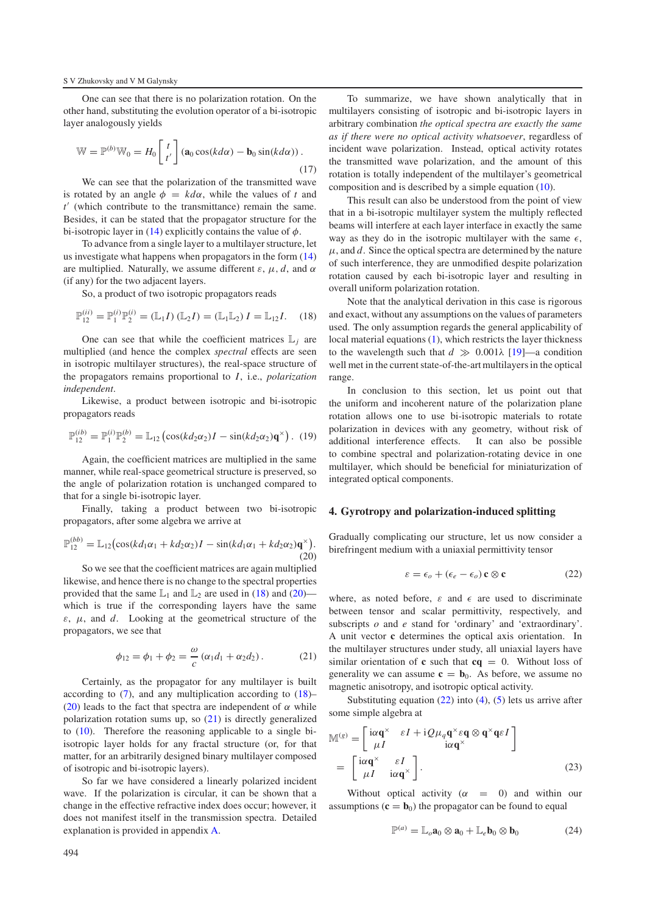One can see that there is no polarization rotation. On the other hand, substituting the evolution operator of a bi-isotropic layer analogously yields

$$\mathbb{W} = \mathbb{P}^{(b)}\mathbb{W}_0 = H_0 \begin{bmatrix} t \\ t' \end{bmatrix} (\mathbf{a}_0 \cos(kd\alpha) - \mathbf{b}_0 \sin(kd\alpha)) . \tag{17}$$

We can see that the polarization of the transmitted wave is rotated by an angle $\phi = kd\alpha$, while the values of $t$ and $t'$ (which contribute to the transmittance) remain the same. Besides, it can be stated that the propagator structure for the bi-isotropic layer in (14) explicitly contains the value of $\phi$.

To advance from a single layer to a multilayer structure, let us investigate what happens when propagators in the form (14) are multiplied. Naturally, we assume different $\varepsilon$, $\mu$, $d$, and $\alpha$ (if any) for the two adjacent layers.

So, a product of two isotropic propagators reads

$$\mathbb{P}_{12}^{(ii)} = \mathbb{P}_1^{(i)}\mathbb{P}_2^{(i)} = (\mathbb{L}_1 I)(\mathbb{L}_2 I) = (\mathbb{L}_1\mathbb{L}_2)\, I = \mathbb{L}_{12} I. \tag{18}$$

One can see that while the coefficient matrices $\mathbb{L}_j$ are multiplied (and hence the complex *spectral* effects are seen in isotropic multilayer structures), the real-space structure of the propagators remains proportional to $I$, i.e., *polarization independent*.

Likewise, a product between isotropic and bi-isotropic propagators reads

$$\mathbb{P}_{12}^{(ib)} = \mathbb{P}_1^{(i)}\mathbb{P}_2^{(b)} = \mathbb{L}_{12}\left(\cos(kd_2\alpha_2)I - \sin(kd_2\alpha_2)\mathbf{q}^{\times}\right). \tag{19}$$

Again, the coefficient matrices are multiplied in the same manner, while real-space geometrical structure is preserved, so the angle of polarization rotation is unchanged compared to that for a single bi-isotropic layer.

Finally, taking a product between two bi-isotropic propagators, after some algebra we arrive at

$$\mathbb{P}_{12}^{(bb)} = \mathbb{L}_{12}\big(\cos(kd_1\alpha_1 + kd_2\alpha_2)I - \sin(kd_1\alpha_1 + kd_2\alpha_2)\mathbf{q}^{\times}\big). \tag{20}$$

So we see that the coefficient matrices are again multiplied likewise, and hence there is no change to the spectral properties provided that the same $\mathbb{L}_1$ and $\mathbb{L}_2$ are used in (18) and (20)—which is true if the corresponding layers have the same $\varepsilon$, $\mu$, and $d$. Looking at the geometrical structure of the propagators, we see that

$$\phi_{12} = \phi_1 + \phi_2 = \frac{\omega}{c}(\alpha_1 d_1 + \alpha_2 d_2). \tag{21}$$

Certainly, as the propagator for any multilayer is built according to (7), and any multiplication according to (18)–(20) leads to the fact that spectra are independent of $\alpha$ while polarization rotation sums up, so (21) is directly generalized to (10). Therefore the reasoning applicable to a single bi-isotropic layer holds for any fractal structure (or, for that matter, for an arbitrarily designed binary multilayer composed of isotropic and bi-isotropic layers).

So far we have considered a linearly polarized incident wave. If the polarization is circular, it can be shown that a change in the effective refractive index does occur; however, it does not manifest itself in the transmission spectra. Detailed explanation is provided in appendix A.

To summarize, we have shown analytically that in multilayers consisting of isotropic and bi-isotropic layers in arbitrary combination *the optical spectra are exactly the same as if there were no optical activity whatsoever*, regardless of incident wave polarization. Instead, optical activity rotates the transmitted wave polarization, and the amount of this rotation is totally independent of the multilayer's geometrical composition and is described by a simple equation (10).

This result can also be understood from the point of view that in a bi-isotropic multilayer system the multiply reflected beams will interfere at each layer interface in exactly the same way as they do in the isotropic multilayer with the same $\epsilon$, $\mu$, and $d$. Since the optical spectra are determined by the nature of such interference, they are unmodified despite polarization rotation caused by each bi-isotropic layer and resulting in overall uniform polarization rotation.

Note that the analytical derivation in this case is rigorous and exact, without any assumptions on the values of parameters used. The only assumption regards the general applicability of local material equations (1), which restricts the layer thickness to the wavelength such that $d \gg 0.001\lambda$ [19]—a condition well met in the current state-of-the-art multilayers in the optical range.

In conclusion to this section, let us point out that the uniform and incoherent nature of the polarization plane rotation allows one to use bi-isotropic materials to rotate polarization in devices with any geometry, without risk of additional interference effects. It can also be possible to combine spectral and polarization-rotating device in one multilayer, which should be beneficial for miniaturization of integrated optical components.

## 4. Gyrotropy and polarization-induced splitting

Gradually complicating our structure, let us now consider a birefringent medium with a uniaxial permittivity tensor

$$\varepsilon = \epsilon_o + (\epsilon_e - \epsilon_o)\,\mathbf{c} \otimes \mathbf{c} \tag{22}$$

where, as noted before, $\varepsilon$ and $\epsilon$ are used to discriminate between tensor and scalar permittivity, respectively, and subscripts $o$ and $e$ stand for 'ordinary' and 'extraordinary'. A unit vector $\mathbf{c}$ determines the optical axis orientation. In the multilayer structures under study, all uniaxial layers have similar orientation of $\mathbf{c}$ such that $\mathbf{cq} = 0$. Without loss of generality we can assume $\mathbf{c} = \mathbf{b}_0$. As before, we assume no magnetic anisotropy, and isotropic optical activity.

Substituting equation (22) into (4), (5) lets us arrive after some simple algebra at

$$\mathbb{M}^{(g)} = \begin{bmatrix} \mathrm{i}\alpha\mathbf{q}^{\times} & \varepsilon I + \mathrm{i}Q\mu_q\mathbf{q}^{\times}\varepsilon\mathbf{q} \otimes \mathbf{q}^{\times}\mathbf{q}\varepsilon I \\ \mu I & \mathrm{i}\alpha\mathbf{q}^{\times} \end{bmatrix}$$
$$= \begin{bmatrix} \mathrm{i}\alpha\mathbf{q}^{\times} & \varepsilon I \\ \mu I & \mathrm{i}\alpha\mathbf{q}^{\times} \end{bmatrix}. \tag{23}$$

Without optical activity ($\alpha = 0$) and within our assumptions ($\mathbf{c} = \mathbf{b}_0$) the propagator can be found to equal

$$\mathbb{P}^{(a)} = \mathbb{L}_o\mathbf{a}_0 \otimes \mathbf{a}_0 + \mathbb{L}_e\mathbf{b}_0 \otimes \mathbf{b}_0 \tag{24}$$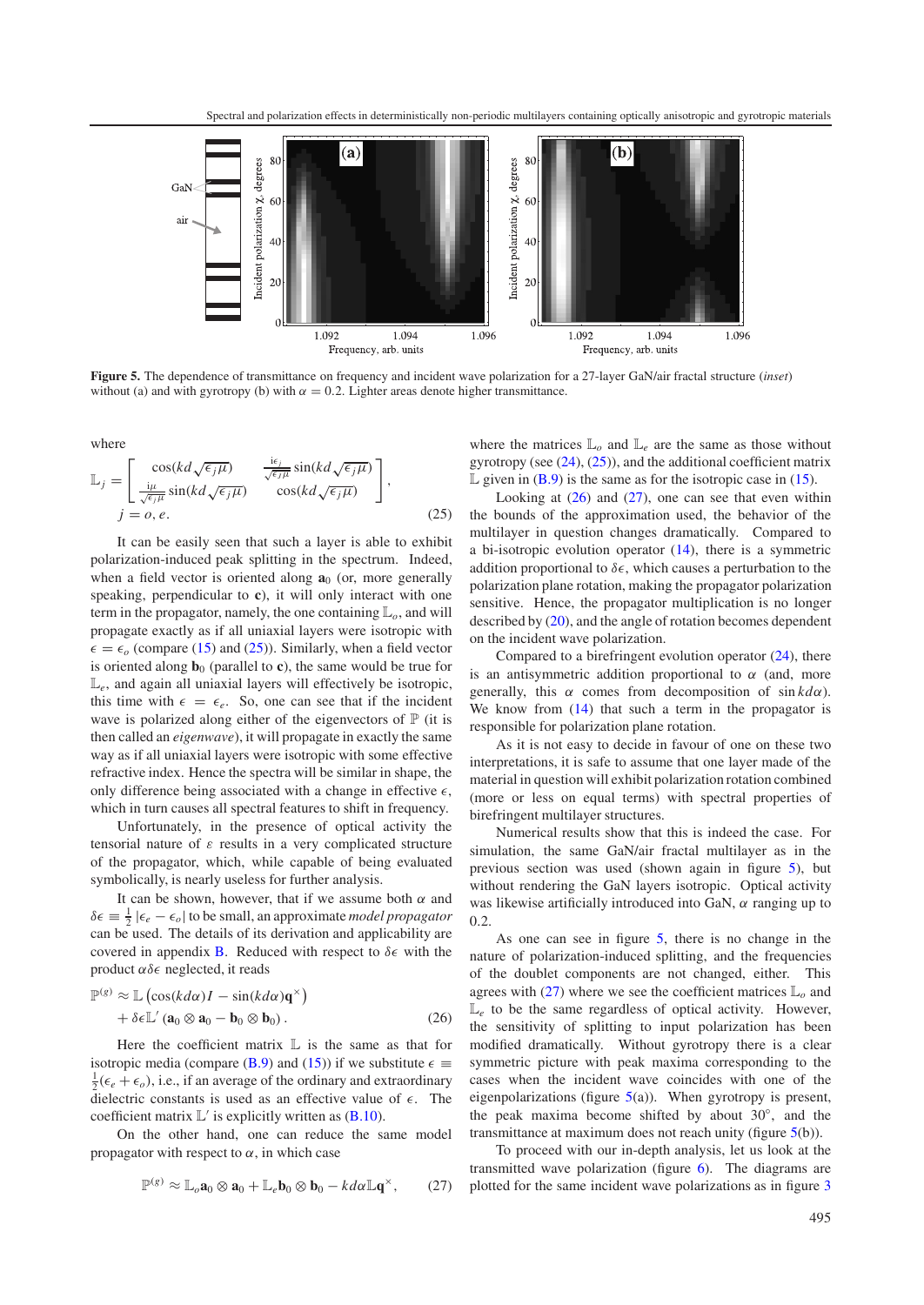**Figure 5.** The dependence of transmittance on frequency and incident wave polarization for a 27-layer GaN/air fractal structure (*inset*) without (a) and with gyrotropy (b) with $\alpha = 0.2$. Lighter areas denote higher transmittance.

where

$$\mathbb{L}_j = \begin{bmatrix} \cos(kd\sqrt{\epsilon_j\mu}) & \frac{i\epsilon_j}{\sqrt{\epsilon_j\mu}}\sin(kd\sqrt{\epsilon_j\mu}) \\ \frac{i\mu}{\sqrt{\epsilon_j\mu}}\sin(kd\sqrt{\epsilon_j\mu}) & \cos(kd\sqrt{\epsilon_j\mu}) \end{bmatrix}, \quad j = o, e. \tag{25}$$

It can be easily seen that such a layer is able to exhibit polarization-induced peak splitting in the spectrum. Indeed, when a field vector is oriented along $\mathbf{a}_0$ (or, more generally speaking, perpendicular to $\mathbf{c}$), it will only interact with one term in the propagator, namely, the one containing $\mathbb{L}_o$, and will propagate exactly as if all uniaxial layers were isotropic with $\epsilon = \epsilon_o$ (compare (15) and (25)). Similarly, when a field vector is oriented along $\mathbf{b}_0$ (parallel to $\mathbf{c}$), the same would be true for $\mathbb{L}_e$, and again all uniaxial layers will effectively be isotropic, this time with $\epsilon = \epsilon_e$. So, one can see that if the incident wave is polarized along either of the eigenvectors of $\mathbb{P}$ (it is then called an *eigenwave*), it will propagate in exactly the same way as if all uniaxial layers were isotropic with some effective refractive index. Hence the spectra will be similar in shape, the only difference being associated with a change in effective $\epsilon$, which in turn causes all spectral features to shift in frequency.

Unfortunately, in the presence of optical activity the tensorial nature of $\varepsilon$ results in a very complicated structure of the propagator, which, while capable of being evaluated symbolically, is nearly useless for further analysis.

It can be shown, however, that if we assume both $\alpha$ and $\delta\epsilon \equiv \frac{1}{2}|\epsilon_e - \epsilon_o|$ to be small, an approximate *model propagator* can be used. The details of its derivation and applicability are covered in appendix B. Reduced with respect to $\delta\epsilon$ with the product $\alpha\delta\epsilon$ neglected, it reads

$$\mathbb{P}^{(g)} \approx \mathbb{L}\left(\cos(kd\alpha)I - \sin(kd\alpha)\mathbf{q}^{\times}\right) + \delta\epsilon\mathbb{L}'\left(\mathbf{a}_0 \otimes \mathbf{a}_0 - \mathbf{b}_0 \otimes \mathbf{b}_0\right). \tag{26}$$

Here the coefficient matrix $\mathbb{L}$ is the same as that for isotropic media (compare (B.9) and (15)) if we substitute $\epsilon \equiv \frac{1}{2}(\epsilon_e + \epsilon_o)$, i.e., if an average of the ordinary and extraordinary dielectric constants is used as an effective value of $\epsilon$. The coefficient matrix $\mathbb{L}'$ is explicitly written as (B.10).

On the other hand, one can reduce the same model propagator with respect to $\alpha$, in which case

$$\mathbb{P}^{(g)} \approx \mathbb{L}_o\mathbf{a}_0 \otimes \mathbf{a}_0 + \mathbb{L}_e\mathbf{b}_0 \otimes \mathbf{b}_0 - kd\alpha\mathbb{L}\mathbf{q}^{\times}, \tag{27}$$

where the matrices $\mathbb{L}_o$ and $\mathbb{L}_e$ are the same as those without gyrotropy (see (24), (25)), and the additional coefficient matrix $\mathbb{L}$ given in (B.9) is the same as for the isotropic case in (15).

Looking at (26) and (27), one can see that even within the bounds of the approximation used, the behavior of the multilayer in question changes dramatically. Compared to a bi-isotropic evolution operator (14), there is a symmetric addition proportional to $\delta\epsilon$, which causes a perturbation to the polarization plane rotation, making the propagator polarization sensitive. Hence, the propagator multiplication is no longer described by (20), and the angle of rotation becomes dependent on the incident wave polarization.

Compared to a birefringent evolution operator (24), there is an antisymmetric addition proportional to $\alpha$ (and, more generally, this $\alpha$ comes from decomposition of $\sin kd\alpha$). We know from (14) that such a term in the propagator is responsible for polarization plane rotation.

As it is not easy to decide in favour of one on these two interpretations, it is safe to assume that one layer made of the material in question will exhibit polarization rotation combined (more or less on equal terms) with spectral properties of birefringent multilayer structures.

Numerical results show that this is indeed the case. For simulation, the same GaN/air fractal multilayer as in the previous section was used (shown again in figure 5), but without rendering the GaN layers isotropic. Optical activity was likewise artificially introduced into GaN, $\alpha$ ranging up to 0.2.

As one can see in figure 5, there is no change in the nature of polarization-induced splitting, and the frequencies of the doublet components are not changed, either. This agrees with (27) where we see the coefficient matrices $\mathbb{L}_o$ and $\mathbb{L}_e$ to be the same regardless of optical activity. However, the sensitivity of splitting to input polarization has been modified dramatically. Without gyrotropy there is a clear symmetric picture with peak maxima corresponding to the cases when the incident wave coincides with one of the eigenpolarizations (figure 5(a)). When gyrotropy is present, the peak maxima become shifted by about 30°, and the transmittance at maximum does not reach unity (figure 5(b)).

To proceed with our in-depth analysis, let us look at the transmitted wave polarization (figure 6). The diagrams are plotted for the same incident wave polarizations as in figure 3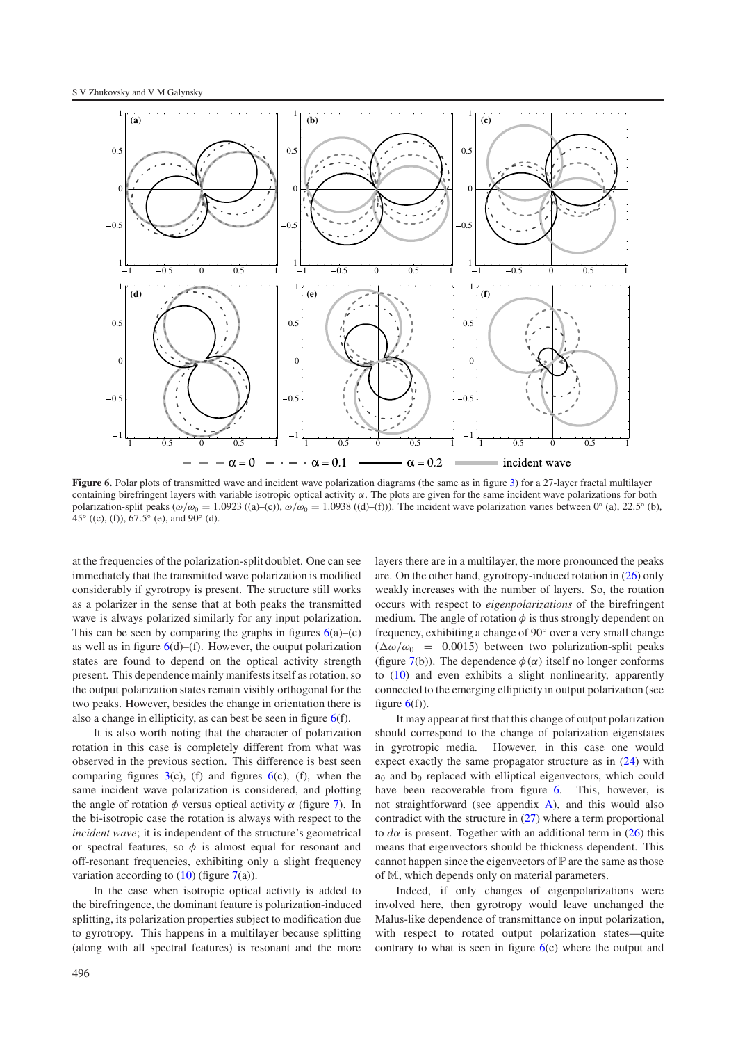**Figure 6.** Polar plots of transmitted wave and incident wave polarization diagrams (the same as in figure 3) for a 27-layer fractal multilayer containing birefringent layers with variable isotropic optical activity $\alpha$. The plots are given for the same incident wave polarizations for both polarization-split peaks ($\omega/\omega_0 = 1.0923$ ((a)–(c)), $\omega/\omega_0 = 1.0938$ ((d)–(f))). The incident wave polarization varies between 0° (a), 22.5° (b), 45° ((c), (f)), 67.5° (e), and 90° (d).

at the frequencies of the polarization-split doublet. One can see immediately that the transmitted wave polarization is modified considerably if gyrotropy is present. The structure still works as a polarizer in the sense that at both peaks the transmitted wave is always polarized similarly for any input polarization. This can be seen by comparing the graphs in figures 6(a)–(c) as well as in figure 6(d)–(f). However, the output polarization states are found to depend on the optical activity strength present. This dependence mainly manifests itself as rotation, so the output polarization states remain visibly orthogonal for the two peaks. However, besides the change in orientation there is also a change in ellipticity, as can best be seen in figure 6(f).

It is also worth noting that the character of polarization rotation in this case is completely different from what was observed in the previous section. This difference is best seen comparing figures 3(c), (f) and figures 6(c), (f), when the same incident wave polarization is considered, and plotting the angle of rotation $\phi$ versus optical activity $\alpha$ (figure 7). In the bi-isotropic case the rotation is always with respect to the *incident wave*; it is independent of the structure's geometrical or spectral features, so $\phi$ is almost equal for resonant and off-resonant frequencies, exhibiting only a slight frequency variation according to (10) (figure 7(a)).

In the case when isotropic optical activity is added to the birefringence, the dominant feature is polarization-induced splitting, its polarization properties subject to modification due to gyrotropy. This happens in a multilayer because splitting (along with all spectral features) is resonant and the more layers there are in a multilayer, the more pronounced the peaks are. On the other hand, gyrotropy-induced rotation in (26) only weakly increases with the number of layers. So, the rotation occurs with respect to *eigenpolarizations* of the birefringent medium. The angle of rotation $\phi$ is thus strongly dependent on frequency, exhibiting a change of 90° over a very small change ($\Delta\omega/\omega_0 = 0.0015$) between two polarization-split peaks (figure 7(b)). The dependence $\phi(\alpha)$ itself no longer conforms to (10) and even exhibits a slight nonlinearity, apparently connected to the emerging ellipticity in output polarization (see figure 6(f)).

It may appear at first that this change of output polarization should correspond to the change of polarization eigenstates in gyrotropic media. However, in this case one would expect exactly the same propagator structure as in (24) with $\mathbf{a}_0$ and $\mathbf{b}_0$ replaced with elliptical eigenvectors, which could have been recoverable from figure 6. This, however, is not straightforward (see appendix A), and this would also contradict with the structure in (27) where a term proportional to $d\alpha$ is present. Together with an additional term in (26) this means that eigenvectors should be thickness dependent. This cannot happen since the eigenvectors of $\mathbb{P}$ are the same as those of $\mathbb{M}$, which depends only on material parameters.

Indeed, if only changes of eigenpolarizations were involved here, then gyrotropy would leave unchanged the Malus-like dependence of transmittance on input polarization, with respect to rotated output polarization states—quite contrary to what is seen in figure 6(c) where the output and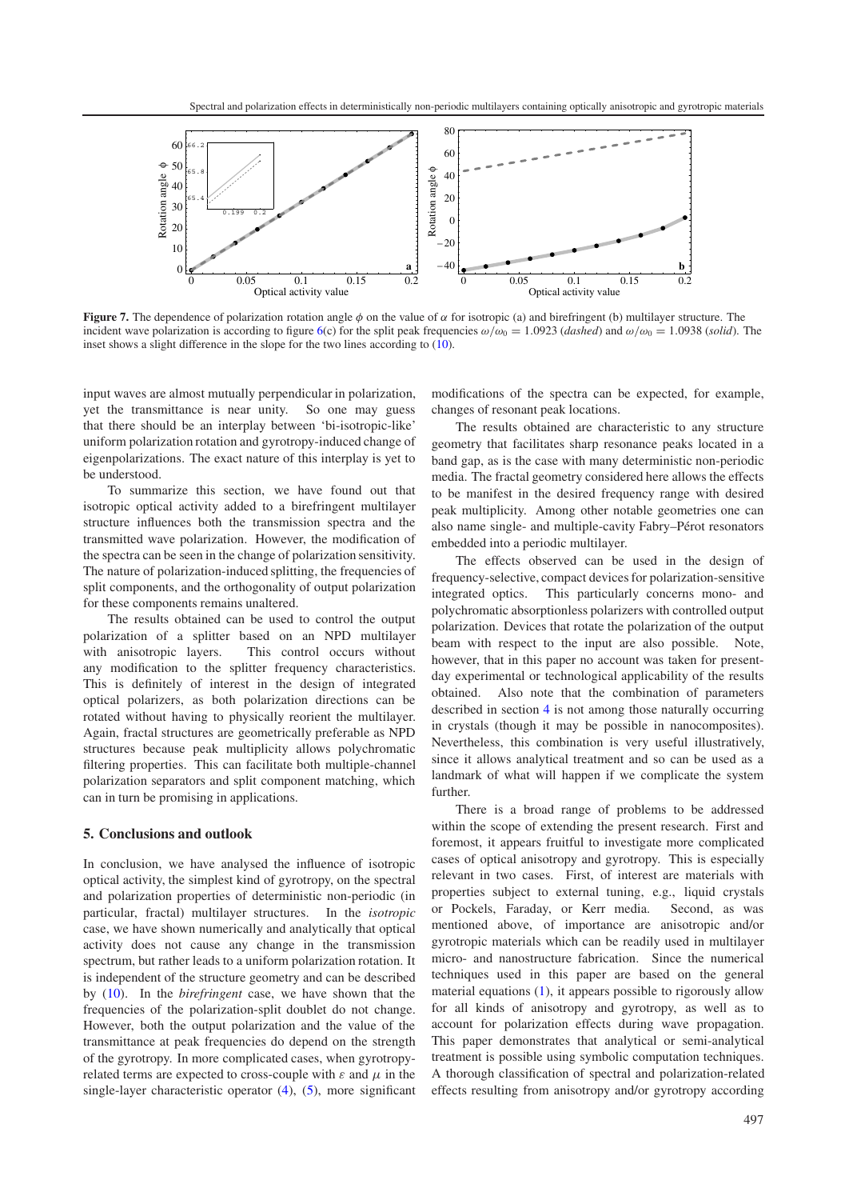**Figure 7.** The dependence of polarization rotation angle $\phi$ on the value of $\alpha$ for isotropic (a) and birefringent (b) multilayer structure. The incident wave polarization is according to figure 6(c) for the split peak frequencies $\omega/\omega_0 = 1.0923$ (*dashed*) and $\omega/\omega_0 = 1.0938$ (*solid*). The inset shows a slight difference in the slope for the two lines according to (10).

input waves are almost mutually perpendicular in polarization, yet the transmittance is near unity. So one may guess that there should be an interplay between 'bi-isotropic-like' uniform polarization rotation and gyrotropy-induced change of eigenpolarizations. The exact nature of this interplay is yet to be understood.

To summarize this section, we have found out that isotropic optical activity added to a birefringent multilayer structure influences both the transmission spectra and the transmitted wave polarization. However, the modification of the spectra can be seen in the change of polarization sensitivity. The nature of polarization-induced splitting, the frequencies of split components, and the orthogonality of output polarization for these components remains unaltered.

The results obtained can be used to control the output polarization of a splitter based on an NPD multilayer with anisotropic layers. This control occurs without any modification to the splitter frequency characteristics. This is definitely of interest in the design of integrated optical polarizers, as both polarization directions can be rotated without having to physically reorient the multilayer. Again, fractal structures are geometrically preferable as NPD structures because peak multiplicity allows polychromatic filtering properties. This can facilitate both multiple-channel polarization separators and split component matching, which can in turn be promising in applications.

## 5. Conclusions and outlook

In conclusion, we have analysed the influence of isotropic optical activity, the simplest kind of gyrotropy, on the spectral and polarization properties of deterministic non-periodic (in particular, fractal) multilayer structures. In the *isotropic* case, we have shown numerically and analytically that optical activity does not cause any change in the transmission spectrum, but rather leads to a uniform polarization rotation. It is independent of the structure geometry and can be described by (10). In the *birefringent* case, we have shown that the frequencies of the polarization-split doublet do not change. However, both the output polarization and the value of the transmittance at peak frequencies do depend on the strength of the gyrotropy. In more complicated cases, when gyrotropy-related terms are expected to cross-couple with $\varepsilon$ and $\mu$ in the single-layer characteristic operator (4), (5), more significant modifications of the spectra can be expected, for example, changes of resonant peak locations.

The results obtained are characteristic to any structure geometry that facilitates sharp resonance peaks located in a band gap, as is the case with many deterministic non-periodic media. The fractal geometry considered here allows the effects to be manifest in the desired frequency range with desired peak multiplicity. Among other notable geometries one can also name single- and multiple-cavity Fabry–Pérot resonators embedded into a periodic multilayer.

The effects observed can be used in the design of frequency-selective, compact devices for polarization-sensitive integrated optics. This particularly concerns mono- and polychromatic absorptionless polarizers with controlled output polarization. Devices that rotate the polarization of the output beam with respect to the input are also possible. Note, however, that in this paper no account was taken for present-day experimental or technological applicability of the results obtained. Also note that the combination of parameters described in section 4 is not among those naturally occurring in crystals (though it may be possible in nanocomposites). Nevertheless, this combination is very useful illustratively, since it allows analytical treatment and so can be used as a landmark of what will happen if we complicate the system further.

There is a broad range of problems to be addressed within the scope of extending the present research. First and foremost, it appears fruitful to investigate more complicated cases of optical anisotropy and gyrotropy. This is especially relevant in two cases. First, of interest are materials with properties subject to external tuning, e.g., liquid crystals or Pockels, Faraday, or Kerr media. Second, as was mentioned above, of importance are anisotropic and/or gyrotropic materials which can be readily used in multilayer micro- and nanostructure fabrication. Since the numerical techniques used in this paper are based on the general material equations (1), it appears possible to rigorously allow for all kinds of anisotropy and gyrotropy, as well as to account for polarization effects during wave propagation. This paper demonstrates that analytical or semi-analytical treatment is possible using symbolic computation techniques. A thorough classification of spectral and polarization-related effects resulting from anisotropy and/or gyrotropy according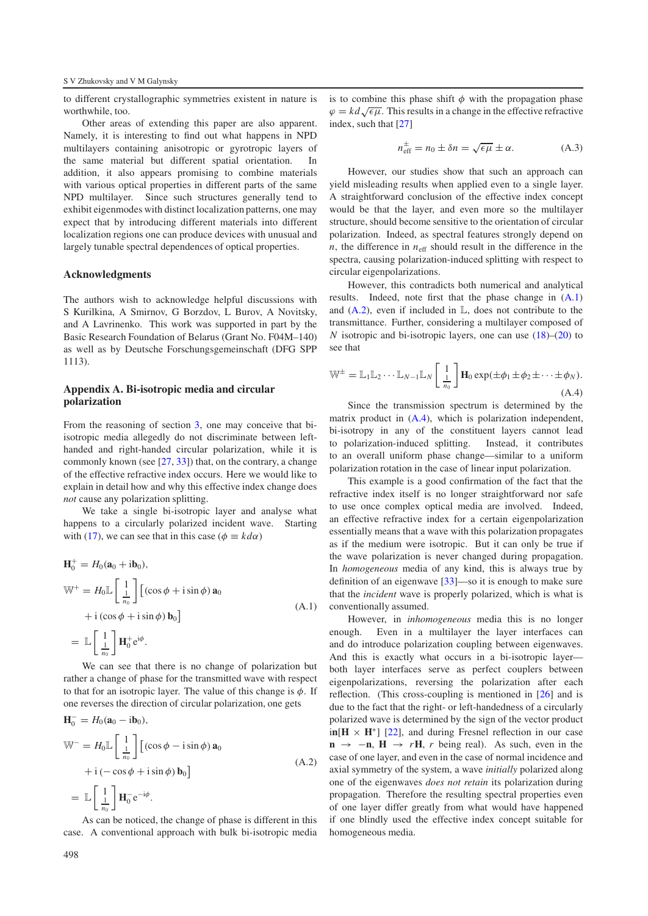to different crystallographic symmetries existent in nature is worthwhile, too.

Other areas of extending this paper are also apparent. Namely, it is interesting to find out what happens in NPD multilayers containing anisotropic or gyrotropic layers of the same material but different spatial orientation. In addition, it also appears promising to combine materials with various optical properties in different parts of the same NPD multilayer. Since such structures generally tend to exhibit eigenmodes with distinct localization patterns, one may expect that by introducing different materials into different localization regions one can produce devices with unusual and largely tunable spectral dependences of optical properties.

## Acknowledgments

The authors wish to acknowledge helpful discussions with S Kurilkina, A Smirnov, G Borzdov, L Burov, A Novitsky, and A Lavrinenko. This work was supported in part by the Basic Research Foundation of Belarus (Grant No. F04M–140) as well as by Deutsche Forschungsgemeinschaft (DFG SPP 1113).

## Appendix A. Bi-isotropic media and circular polarization

From the reasoning of section 3, one may conceive that bi-isotropic media allegedly do not discriminate between left-handed and right-handed circular polarization, while it is commonly known (see [27, 33]) that, on the contrary, a change of the effective refractive index occurs. Here we would like to explain in detail how and why this effective index change does *not* cause any polarization splitting.

We take a single bi-isotropic layer and analyse what happens to a circularly polarized incident wave. Starting with (17), we can see that in this case ($\phi \equiv kd\alpha$)

$$
\begin{aligned}
\mathbf{H}_0^{+} &= H_0(\mathbf{a}_0 + \mathrm{i}\mathbf{b}_0),\\
\mathbb{W}^{+} &= H_0 \mathbb{L} \begin{bmatrix} 1 \\ \frac{1}{n_0} \end{bmatrix} \big[(\cos\phi + \mathrm{i}\sin\phi)\,\mathbf{a}_0 \\
&\quad + \mathrm{i}\,(\cos\phi + \mathrm{i}\sin\phi)\,\mathbf{b}_0\big] \\
&= \mathbb{L} \begin{bmatrix} 1 \\ \frac{1}{n_0} \end{bmatrix} \mathbf{H}_0^{+} \mathrm{e}^{\mathrm{i}\phi}.
\end{aligned}
\tag{A.1}
$$

We can see that there is no change of polarization but rather a change of phase for the transmitted wave with respect to that for an isotropic layer. The value of this change is $\phi$. If one reverses the direction of circular polarization, one gets

$$
\begin{aligned}
\mathbf{H}_0^{-} &= H_0(\mathbf{a}_0 - \mathrm{i}\mathbf{b}_0),\\
\mathbb{W}^{-} &= H_0 \mathbb{L} \begin{bmatrix} 1 \\ \frac{1}{n_0} \end{bmatrix} \big[(\cos\phi - \mathrm{i}\sin\phi)\,\mathbf{a}_0 \\
&\quad + \mathrm{i}\,(-\cos\phi + \mathrm{i}\sin\phi)\,\mathbf{b}_0\big] \\
&= \mathbb{L} \begin{bmatrix} 1 \\ \frac{1}{n_0} \end{bmatrix} \mathbf{H}_0^{-} \mathrm{e}^{-\mathrm{i}\phi}.
\end{aligned}
\tag{A.2}
$$

As can be noticed, the change of phase is different in this case. A conventional approach with bulk bi-isotropic media is to combine this phase shift $\phi$ with the propagation phase $\varphi = kd\sqrt{\epsilon\mu}$. This results in a change in the effective refractive index, such that [27]

$$
n_{\mathrm{eff}}^{\pm} = n_0 \pm \delta n = \sqrt{\epsilon\mu} \pm \alpha. \tag{A.3}
$$

However, our studies show that such an approach can yield misleading results when applied even to a single layer. A straightforward conclusion of the effective index concept would be that the layer, and even more so the multilayer structure, should become sensitive to the orientation of circular polarization. Indeed, as spectral features strongly depend on $n$, the difference in $n_{\mathrm{eff}}$ should result in the difference in the spectra, causing polarization-induced splitting with respect to circular eigenpolarizations.

However, this contradicts both numerical and analytical results. Indeed, note first that the phase change in (A.1) and (A.2), even if included in $\mathbb{L}$, does not contribute to the transmittance. Further, considering a multilayer composed of $N$ isotropic and bi-isotropic layers, one can use (18)–(20) to see that

$$
\mathbb{W}^{\pm} = \mathbb{L}_1\mathbb{L}_2\cdots\mathbb{L}_{N-1}\mathbb{L}_N \begin{bmatrix} 1 \\ \frac{1}{n_0} \end{bmatrix} \mathbf{H}_0 \exp(\pm\phi_1 \pm \phi_2 \pm \cdots \pm \phi_N). \tag{A.4}
$$

Since the transmission spectrum is determined by the matrix product in (A.4), which is polarization independent, bi-isotropy in any of the constituent layers cannot lead to polarization-induced splitting. Instead, it contributes to an overall uniform phase change—similar to a uniform polarization rotation in the case of linear input polarization.

This example is a good confirmation of the fact that the refractive index itself is no longer straightforward nor safe to use once complex optical media are involved. Indeed, an effective refractive index for a certain eigenpolarization essentially means that a wave with this polarization propagates as if the medium were isotropic. But it can only be true if the wave polarization is never changed during propagation. In *homogeneous* media of any kind, this is always true by definition of an eigenwave [33]—so it is enough to make sure that the *incident* wave is properly polarized, which is what is conventionally assumed.

However, in *inhomogeneous* media this is no longer enough. Even in a multilayer the layer interfaces can and do introduce polarization coupling between eigenwaves. And this is exactly what occurs in a bi-isotropic layer—both layer interfaces serve as perfect couplers between eigenpolarizations, reversing the polarization after each reflection. (This cross-coupling is mentioned in [26] and is due to the fact that the right- or left-handedness of a circularly polarized wave is determined by the sign of the vector product $\mathrm{i}\mathbf{n}[\mathbf{H} \times \mathbf{H}^{*}]$ [22], and during Fresnel reflection in our case $\mathbf{n} \rightarrow -\mathbf{n}$, $\mathbf{H} \rightarrow r\mathbf{H}$, $r$ being real). As such, even in the case of one layer, and even in the case of normal incidence and axial symmetry of the system, a wave *initially* polarized along one of the eigenwaves *does not retain* its polarization during propagation. Therefore the resulting spectral properties even of one layer differ greatly from what would have happened if one blindly used the effective index concept suitable for homogeneous media.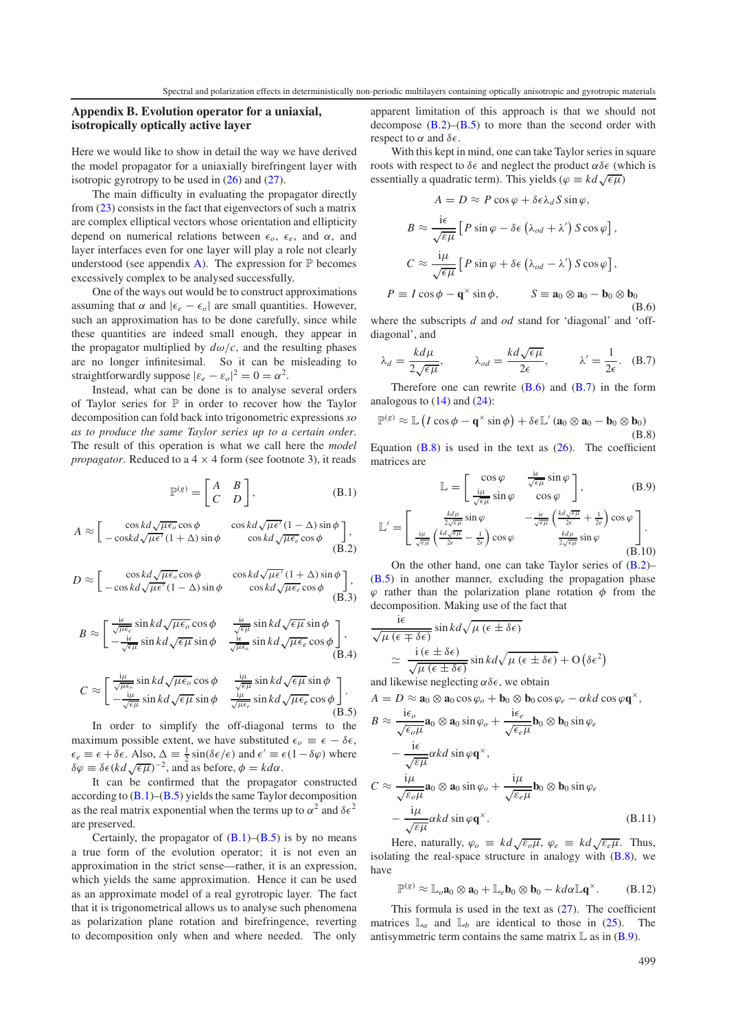## Appendix B. Evolution operator for a uniaxial, isotropically optically active layer

Here we would like to show in detail the way we have derived the model propagator for a uniaxially birefringent layer with isotropic gyrotropy to be used in (26) and (27).

The main difficulty in evaluating the propagator directly from (23) consists in the fact that eigenvectors of such a matrix are complex elliptical vectors whose orientation and ellipticity depend on numerical relations between $\epsilon_o$, $\epsilon_e$, and $\alpha$, and layer interfaces even for one layer will play a role not clearly understood (see appendix A). The expression for $\mathbb{P}$ becomes excessively complex to be analysed successfully.

One of the ways out would be to construct approximations assuming that $\alpha$ and $|\epsilon_e - \epsilon_o|$ are small quantities. However, such an approximation has to be done carefully, since while these quantities are indeed small enough, they appear in the propagator multiplied by $d\omega/c$, and the resulting phases are no longer infinitesimal. So it can be misleading to straightforwardly suppose $|\varepsilon_e - \varepsilon_o|^2 = 0 = \alpha^2$.

Instead, what can be done is to analyse several orders of Taylor series for $\mathbb{P}$ in order to recover how the Taylor decomposition can fold back into trigonometric expressions *so as to produce the same Taylor series up to a certain order*. The result of this operation is what we call here the *model propagator*. Reduced to a $4 \times 4$ form (see footnote 3), it reads

$$
\mathbb{P}^{(g)} = \begin{bmatrix} A & B \\ C & D \end{bmatrix}, \tag{B.1}
$$

$$
A \approx \begin{bmatrix} \cos kd\sqrt{\mu\epsilon_o}\cos\phi & \cos kd\sqrt{\mu\epsilon'}\,(1-\Delta)\sin\phi \\ -\cos kd\sqrt{\mu\epsilon'}\,(1+\Delta)\sin\phi & \cos kd\sqrt{\mu\epsilon_e}\cos\phi \end{bmatrix}, \tag{B.2}
$$

$$
D \approx \begin{bmatrix} \cos kd\sqrt{\mu\epsilon_o}\cos\phi & \cos kd\sqrt{\mu\epsilon'}\,(1+\Delta)\sin\phi \\ -\cos kd\sqrt{\mu\epsilon'}\,(1-\Delta)\sin\phi & \cos kd\sqrt{\mu\epsilon_e}\cos\phi \end{bmatrix}, \tag{B.3}
$$

$$
B \approx \begin{bmatrix} \frac{\mathrm{i}\epsilon}{\sqrt{\mu\epsilon_e}}\sin kd\sqrt{\mu\epsilon_o}\cos\phi & \frac{\mathrm{i}\epsilon}{\sqrt{\epsilon\mu}}\sin kd\sqrt{\epsilon\mu}\sin\phi \\ -\frac{\mathrm{i}\epsilon}{\sqrt{\epsilon\mu}}\sin kd\sqrt{\epsilon\mu}\sin\phi & \frac{\mathrm{i}\epsilon}{\sqrt{\mu\epsilon_o}}\sin kd\sqrt{\mu\epsilon_e}\cos\phi \end{bmatrix}, \tag{B.4}
$$

$$
C \approx \begin{bmatrix} \frac{\mathrm{i}\mu}{\sqrt{\mu\epsilon_o}}\sin kd\sqrt{\mu\epsilon_o}\cos\phi & \frac{\mathrm{i}\mu}{\sqrt{\epsilon\mu}}\sin kd\sqrt{\epsilon\mu}\sin\phi \\ -\frac{\mathrm{i}\mu}{\sqrt{\epsilon\mu}}\sin kd\sqrt{\epsilon\mu}\sin\phi & \frac{\mathrm{i}\mu}{\sqrt{\mu\epsilon_e}}\sin kd\sqrt{\mu\epsilon_e}\cos\phi \end{bmatrix}. \tag{B.5}
$$

In order to simplify the off-diagonal terms to the maximum possible extent, we have substituted $\epsilon_o \equiv \epsilon - \delta\epsilon$, $\epsilon_e \equiv \epsilon + \delta\epsilon$. Also, $\Delta \equiv \frac{1}{2}\sin(\delta\epsilon/\epsilon)$ and $\epsilon' \equiv \epsilon(1-\delta\varphi)$ where $\delta\varphi \equiv \delta\epsilon(kd\sqrt{\epsilon\mu})^{-2}$, and as before, $\varphi = kd\alpha$.

It can be confirmed that the propagator constructed according to (B.1)–(B.5) yields the same Taylor decomposition as the real matrix exponential when the terms up to $\alpha^2$ and $\delta\epsilon^2$ are preserved.

Certainly, the propagator of (B.1)–(B.5) is by no means a true form of the evolution operator; it is not even an approximation in the strict sense—rather, it is an expression, which yields the same approximation. Hence it can be used as an approximate model of a real gyrotropic layer. The fact that it is trigonometrical allows us to analyse such phenomena as polarization plane rotation and birefringence, reverting to decomposition only when and where needed. The only apparent limitation of this approach is that we should not decompose (B.2)–(B.5) to more than the second order with respect to $\alpha$ and $\delta\epsilon$.

With this kept in mind, one can take Taylor series in square roots with respect to $\delta\epsilon$ and neglect the product $\alpha\delta\epsilon$ (which is essentially a quadratic term). This yields ($\varphi \equiv kd\sqrt{\epsilon\mu}$)

$$
\begin{aligned}
A = D &\approx P\cos\varphi + \delta\epsilon\lambda_d S\sin\varphi, \\
B &\approx \frac{\mathrm{i}\epsilon}{\sqrt{\epsilon\mu}}\left[P\sin\varphi - \delta\epsilon\left(\lambda_{od} + \lambda'\right)S\cos\varphi\right], \\
C &\approx \frac{\mathrm{i}\mu}{\sqrt{\epsilon\mu}}\left[P\sin\varphi + \delta\epsilon\left(\lambda_{od} - \lambda'\right)S\cos\varphi\right], \\
P &\equiv I\cos\phi - \mathbf{q}^{\times}\sin\phi, \qquad S \equiv \mathbf{a}_0\otimes\mathbf{a}_0 - \mathbf{b}_0\otimes\mathbf{b}_0
\end{aligned} \tag{B.6}
$$

where the subscripts $d$ and $od$ stand for 'diagonal' and 'off-diagonal', and

$$
\lambda_d = \frac{kd\mu}{2\sqrt{\epsilon\mu}}, \qquad \lambda_{od} = \frac{kd\sqrt{\epsilon\mu}}{2\epsilon}, \qquad \lambda' = \frac{1}{2\epsilon}. \tag{B.7}
$$

Therefore one can rewrite (B.6) and (B.7) in the form analogous to (14) and (24):

$$
\mathbb{P}^{(g)} \approx \mathbb{L}\left(I\cos\phi - \mathbf{q}^{\times}\sin\phi\right) + \delta\epsilon\mathbb{L}'\left(\mathbf{a}_0\otimes\mathbf{a}_0 - \mathbf{b}_0\otimes\mathbf{b}_0\right) \tag{B.8}
$$

Equation (B.8) is used in the text as (26). The coefficient matrices are

$$
\mathbb{L} = \begin{bmatrix} \cos\varphi & \frac{\mathrm{i}\epsilon}{\sqrt{\epsilon\mu}}\sin\varphi \\ \frac{\mathrm{i}\mu}{\sqrt{\epsilon\mu}}\sin\varphi & \cos\varphi \end{bmatrix}, \tag{B.9}
$$

$$
\mathbb{L}' = \begin{bmatrix} \frac{kd\mu}{2\sqrt{\epsilon\mu}}\sin\varphi & -\frac{\mathrm{i}\epsilon}{\sqrt{\epsilon\mu}}\left(\frac{kd\sqrt{\epsilon\mu}}{2\epsilon} + \frac{1}{2\epsilon}\right)\cos\varphi \\ \frac{\mathrm{i}\mu}{\sqrt{\epsilon\mu}}\left(\frac{kd\sqrt{\epsilon\mu}}{2\epsilon} - \frac{1}{2\epsilon}\right)\cos\varphi & \frac{kd\mu}{2\sqrt{\epsilon\mu}}\sin\varphi \end{bmatrix}. \tag{B.10}
$$

On the other hand, one can take Taylor series of (B.2)–(B.5) in another manner, excluding the propagation phase $\varphi$ rather than the polarization plane rotation $\phi$ from the decomposition. Making use of the fact that

$$
\begin{aligned}
&\frac{\mathrm{i}\epsilon}{\sqrt{\mu\,(\epsilon \mp \delta\epsilon)}}\sin kd\sqrt{\mu\,(\epsilon \pm \delta\epsilon)} \\
&\quad \simeq \frac{\mathrm{i}\,(\epsilon \pm \delta\epsilon)}{\sqrt{\mu\,(\epsilon \pm \delta\epsilon)}}\sin kd\sqrt{\mu\,(\epsilon \pm \delta\epsilon)} + \mathrm{O}\left(\delta\epsilon^2\right)
\end{aligned}
$$

and likewise neglecting $\alpha\delta\epsilon$, we obtain

$$
\begin{aligned}
A = D &\approx \mathbf{a}_0\otimes\mathbf{a}_0\cos\varphi_o + \mathbf{b}_0\otimes\mathbf{b}_0\cos\varphi_e - \alpha kd\cos\varphi\mathbf{q}^{\times}, \\
B &\approx \frac{\mathrm{i}\epsilon_o}{\sqrt{\epsilon_o\mu}}\mathbf{a}_0\otimes\mathbf{a}_0\sin\varphi_o + \frac{\mathrm{i}\epsilon_e}{\sqrt{\epsilon_e\mu}}\mathbf{b}_0\otimes\mathbf{b}_0\sin\varphi_e \\
&\quad - \frac{\mathrm{i}\epsilon}{\sqrt{\epsilon\mu}}\alpha kd\sin\varphi\mathbf{q}^{\times}, \\
C &\approx \frac{\mathrm{i}\mu}{\sqrt{\varepsilon_o\mu}}\mathbf{a}_0\otimes\mathbf{a}_0\sin\varphi_o + \frac{\mathrm{i}\mu}{\sqrt{\varepsilon_e\mu}}\mathbf{b}_0\otimes\mathbf{b}_0\sin\varphi_e \\
&\quad - \frac{\mathrm{i}\mu}{\sqrt{\varepsilon\mu}}\alpha kd\sin\varphi\mathbf{q}^{\times}.
\end{aligned} \tag{B.11}
$$

Here, naturally, $\varphi_o \equiv kd\sqrt{\varepsilon_o\mu}$, $\varphi_e \equiv kd\sqrt{\varepsilon_e\mu}$. Thus, isolating the real-space structure in analogy with (B.8), we have

$$
\mathbb{P}^{(g)} \approx \mathbb{L}_o\mathbf{a}_0\otimes\mathbf{a}_0 + \mathbb{L}_e\mathbf{b}_0\otimes\mathbf{b}_0 - kd\alpha\mathbb{L}\mathbf{q}^{\times}. \tag{B.12}
$$

This formula is used in the text as (27). The coefficient matrices $\mathbb{L}_a$ and $\mathbb{L}_b$ are identical to those in (25). The antisymmetric term contains the same matrix $\mathbb{L}$ as in (B.9).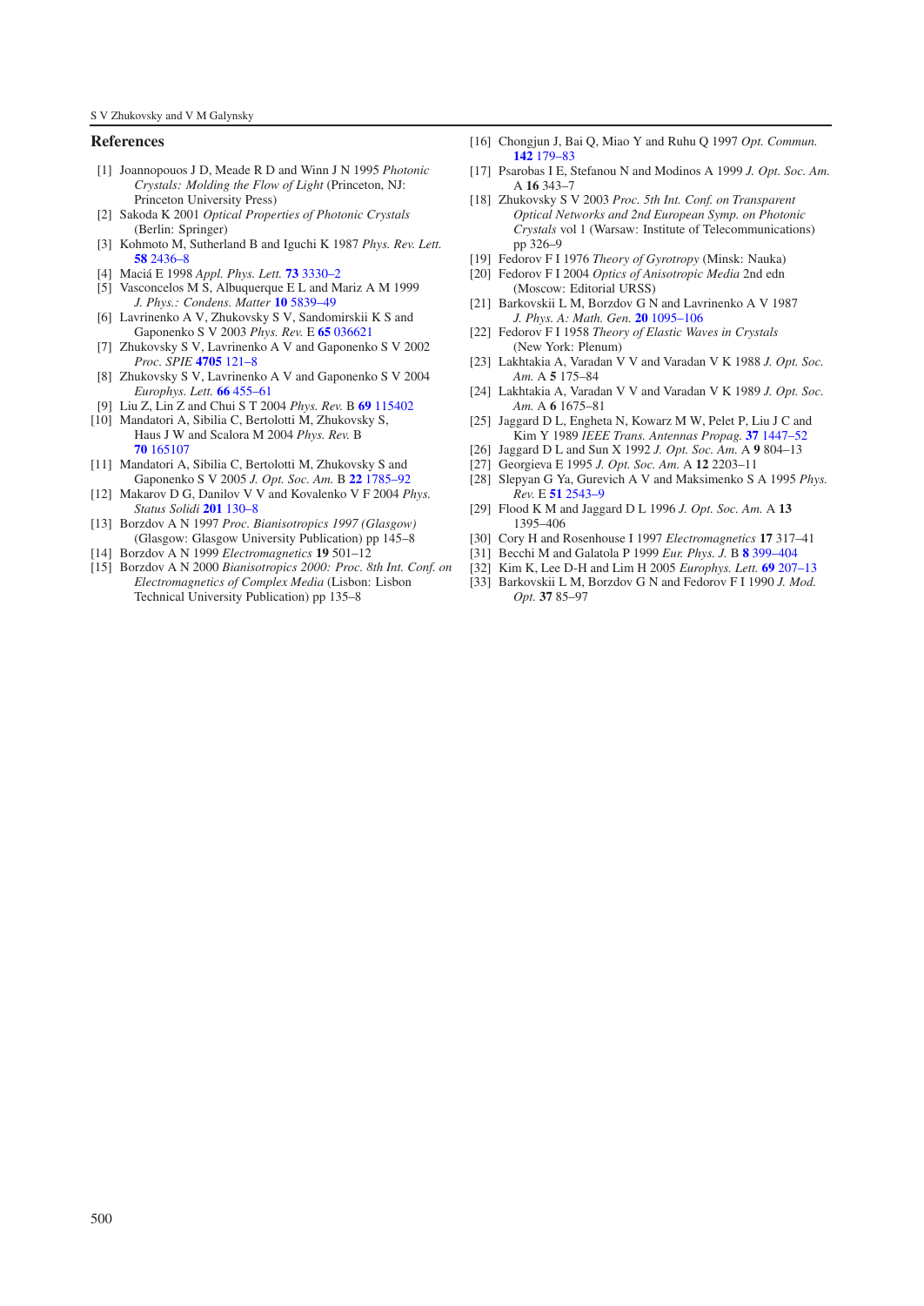## References

[1] Joannopouos J D, Meade R D and Winn J N 1995 *Photonic Crystals: Molding the Flow of Light* (Princeton, NJ: Princeton University Press)

[2] Sakoda K 2001 *Optical Properties of Photonic Crystals* (Berlin: Springer)

[3] Kohmoto M, Sutherland B and Iguchi K 1987 *Phys. Rev. Lett.* **58** 2436–8

[4] Maciá E 1998 *Appl. Phys. Lett.* **73** 3330–2

[5] Vasconcelos M S, Albuquerque E L and Mariz A M 1999 *J. Phys.: Condens. Matter* **10** 5839–49

[6] Lavrinenko A V, Zhukovsky S V, Sandomirskii K S and Gaponenko S V 2003 *Phys. Rev.* E **65** 036621

[7] Zhukovsky S V, Lavrinenko A V and Gaponenko S V 2002 *Proc. SPIE* **4705** 121–8

[8] Zhukovsky S V, Lavrinenko A V and Gaponenko S V 2004 *Europhys. Lett.* **66** 455–61

[9] Liu Z, Lin Z and Chui S T 2004 *Phys. Rev.* B **69** 115402

[10] Mandatori A, Sibilia C, Bertolotti M, Zhukovsky S, Haus J W and Scalora M 2004 *Phys. Rev.* B **70** 165107

[11] Mandatori A, Sibilia C, Bertolotti M, Zhukovsky S and Gaponenko S V 2005 *J. Opt. Soc. Am.* B **22** 1785–92

[12] Makarov D G, Danilov V V and Kovalenko V F 2004 *Phys. Status Solidi* **201** 130–8

[13] Borzdov A N 1997 *Proc. Bianisotropics 1997 (Glasgow)* (Glasgow: Glasgow University Publication) pp 145–8

[14] Borzdov A N 1999 *Electromagnetics* **19** 501–12

[15] Borzdov A N 2000 *Bianisotropics 2000: Proc. 8th Int. Conf. on Electromagnetics of Complex Media* (Lisbon: Lisbon Technical University Publication) pp 135–8

[16] Chongjun J, Bai Q, Miao Y and Ruhu Q 1997 *Opt. Commun.* **142** 179–83

[17] Psarobas I E, Stefanou N and Modinos A 1999 *J. Opt. Soc. Am.* A **16** 343–7

[18] Zhukovsky S V 2003 *Proc. 5th Int. Conf. on Transparent Optical Networks and 2nd European Symp. on Photonic Crystals* vol 1 (Warsaw: Institute of Telecommunications) pp 326–9

[19] Fedorov F I 1976 *Theory of Gyrotropy* (Minsk: Nauka)

[20] Fedorov F I 2004 *Optics of Anisotropic Media* 2nd edn (Moscow: Editorial URSS)

[21] Barkovskii L M, Borzdov G N and Lavrinenko A V 1987 *J. Phys. A: Math. Gen.* **20** 1095–106

[22] Fedorov F I 1958 *Theory of Elastic Waves in Crystals* (New York: Plenum)

[23] Lakhtakia A, Varadan V V and Varadan V K 1988 *J. Opt. Soc. Am.* A **5** 175–84

[24] Lakhtakia A, Varadan V V and Varadan V K 1989 *J. Opt. Soc. Am.* A **6** 1675–81

[25] Jaggard D L, Engheta N, Kowarz M W, Pelet P, Liu J C and Kim Y 1989 *IEEE Trans. Antennas Propag.* **37** 1447–52

[26] Jaggard D L and Sun X 1992 *J. Opt. Soc. Am.* A **9** 804–13

[27] Georgieva E 1995 *J. Opt. Soc. Am.* A **12** 2203–11

[28] Slepyan G Ya, Gurevich A V and Maksimenko S A 1995 *Phys. Rev.* E **51** 2543–9

[29] Flood K M and Jaggard D L 1996 *J. Opt. Soc. Am.* A **13** 1395–406

[30] Cory H and Rosenhouse I 1997 *Electromagnetics* **17** 317–41

[31] Becchi M and Galatola P 1999 *Eur. Phys. J.* B **8** 399–404

[32] Kim K, Lee D-H and Lim H 2005 *Europhys. Lett.* **69** 207–13

[33] Barkovskii L M, Borzdov G N and Fedorov F I 1990 *J. Mod. Opt.* **37** 85–97